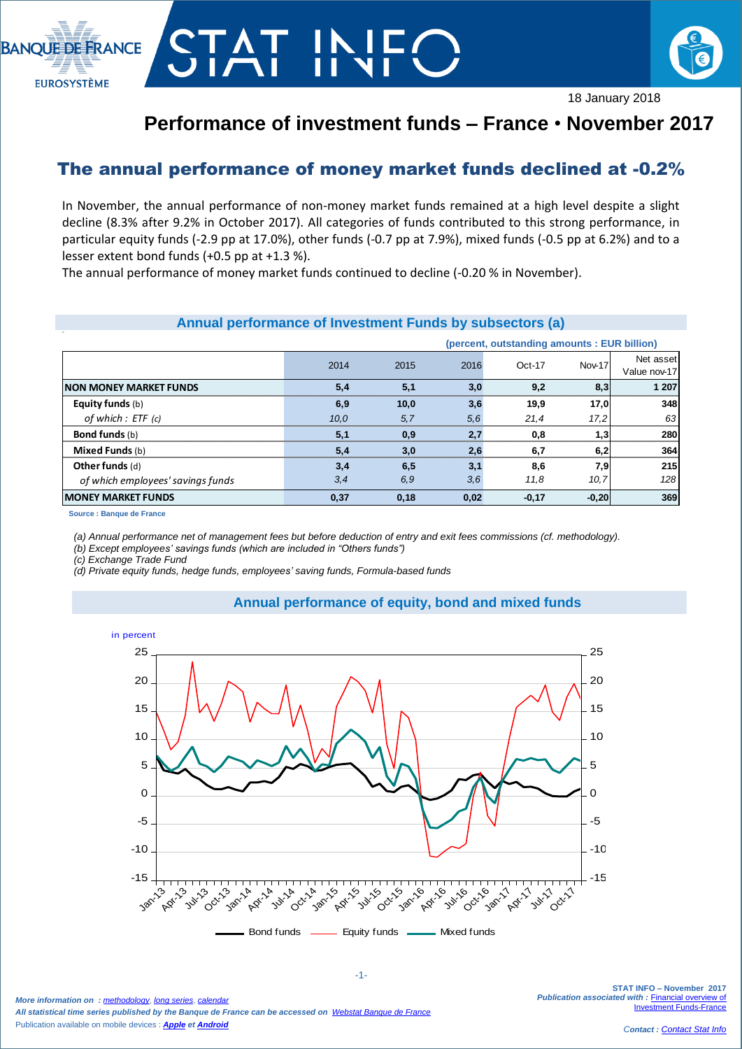18 January 2018

# Performance of investment funds – France • November 2017

## The annual performance of money market funds declined at -0.2%

In November, the annual performance of non-money market funds remained at a high level despite a slight decline (8.3% after 9.2% in October 2017). All categories of funds contributed to this strong performance, in particular equity funds (-2.9 pp at 17.0%), other funds (-0.7 pp at 7.9%), mixed funds (-0.5 pp at 6.2%) and to a lesser extent bond funds (+0.5 pp at +1.3 %).
The annual performance of money market funds continued to decline (-0.20 % in November).

### Annual performance of Investment Funds by subsectors (a)

(percent, outstanding amounts : EUR billion)

| | 2014 | 2015 | 2016 | Oct-17 | Nov-17 | Net asset Value nov-17 |
|---|---|---|---|---|---|---|
| **NON MONEY MARKET FUNDS** | **5,4** | **5,1** | **3,0** | **9,2** | **8,3** | **1 207** |
| **Equity funds** (b) | **6,9** | **10,0** | **3,6** | **19,9** | **17,0** | **348** |
| *of which : ETF (c)* | *10,0* | *5,7* | *5,6* | *21,4* | *17,2* | *63* |
| **Bond funds** (b) | **5,1** | **0,9** | **2,7** | **0,8** | **1,3** | **280** |
| **Mixed Funds** (b) | **5,4** | **3,0** | **2,6** | **6,7** | **6,2** | **364** |
| **Other funds** (d) | **3,4** | **6,5** | **3,1** | **8,6** | **7,9** | **215** |
| *of which employees' savings funds* | *3,4* | *6,9* | *3,6* | *11,8* | *10,7* | *128* |
| **MONEY MARKET FUNDS** | **0,37** | **0,18** | **0,02** | **-0,17** | **-0,20** | **369** |

Source : Banque de France

*(a) Annual performance net of management fees but before deduction of entry and exit fees commissions (cf. methodology).*
*(b) Except employees' savings funds (which are included in "Others funds")*
*(c) Exchange Trade Fund*
*(d) Private equity funds, hedge funds, employees' saving funds, Formula-based funds*

### Annual performance of equity, bond and mixed funds

*More information on : methodology, long series, calendar*
*All statistical time series published by the Banque de France can be accessed on Webstat Banque de France*
Publication available on mobile devices : ***Apple*** *et* ***Android***

**STAT INFO – November 2017**
*Publication associated with :* Financial overview of Investment Funds-France

*Contact : Contact Stat Info*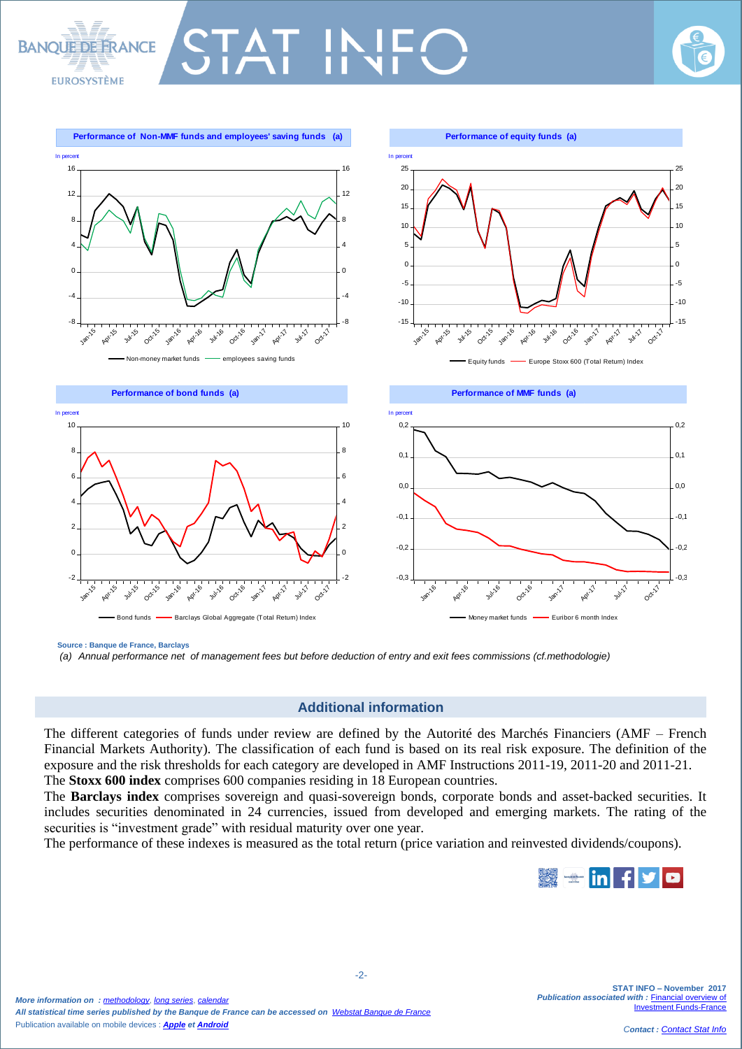# STAT INFO

BANQUE DE FRANCE
EUROSYSTÈME

**Performance of Non-MMF funds and employees' saving funds (a)**

In percent

16, 12, 8, 4, 0, -4, -8

Jan-15, Apr-15, Jul-15, Oct-15, Jan-16, Apr-16, Jul-16, Oct-16, Jan-17, Apr-17, Jul-17, Oct-17

Non-money market funds — employees saving funds

**Performance of equity funds (a)**

In percent

25, 20, 15, 10, 5, 0, -5, -10, -15

Jan-15, Apr-15, Jul-15, Oct-15, Jan-16, Apr-16, Jul-16, Oct-16, Jan-17, Apr-17, Jul-17, Oct-17

Equity funds — Europe Stoxx 600 (Total Return) Index

**Performance of bond funds (a)**

In percent

10, 8, 6, 4, 2, 0, -2

Jan-15, Apr-15, Jul-15, Oct-15, Jan-16, Apr-16, Jul-16, Oct-16, Jan-17, Apr-17, Jul-17, Oct-17

Bond funds — Barclays Global Aggregate (Total Return) Index

**Performance of MMF funds (a)**

In percent

0,2, 0,1, 0,0, -0,1, -0,2, -0,3

Jan-16, Apr-16, Jul-16, Oct-16, Jan-17, Apr-17, Jul-17, Oct-17

Money market funds — Euribor 6 month Index

**Source : Banque de France, Barclays**

*(a) Annual performance net of management fees but before deduction of entry and exit fees commissions (cf.methodologie)*

## Additional information

The different categories of funds under review are defined by the Autorité des Marchés Financiers (AMF – French Financial Markets Authority). The classification of each fund is based on its real risk exposure. The definition of the exposure and the risk thresholds for each category are developed in AMF Instructions 2011-19, 2011-20 and 2011-21.

The **Stoxx 600 index** comprises 600 companies residing in 18 European countries.

The **Barclays index** comprises sovereign and quasi-sovereign bonds, corporate bonds and asset-backed securities. It includes securities denominated in 24 currencies, issued from developed and emerging markets. The rating of the securities is "investment grade" with residual maturity over one year.

The performance of these indexes is measured as the total return (price variation and reinvested dividends/coupons).

*More information on : methodology, long series, calendar*

*All statistical time series published by the Banque de France can be accessed on Webstat Banque de France*

Publication available on mobile devices : ***Apple et Android***

**STAT INFO – November 2017**

***Publication associated with :*** Financial overview of Investment Funds-France

*Contact : Contact Stat Info*